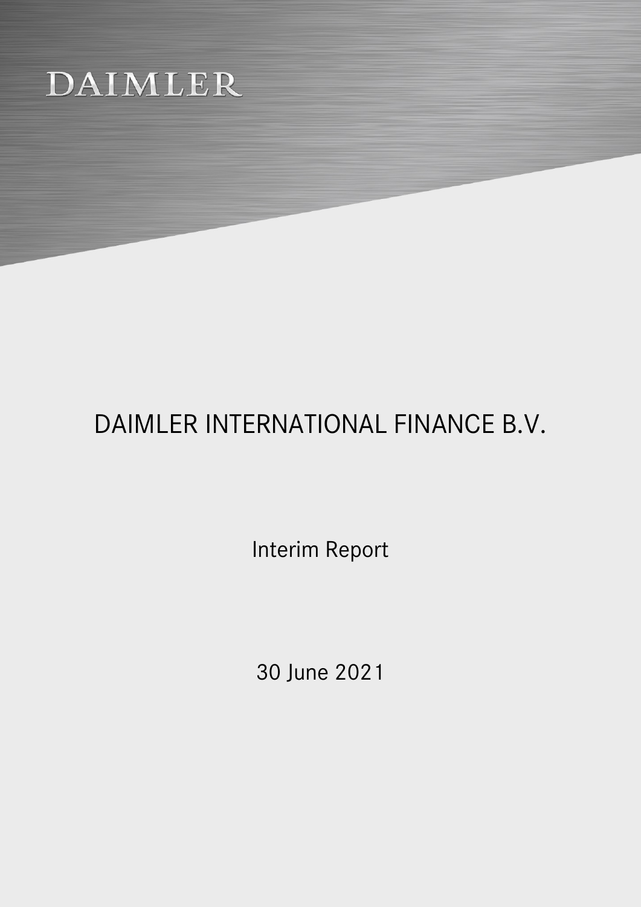DAIMLER

# DAIMLER INTERNATIONAL FINANCE B.V.

Interim Report

30 June 2021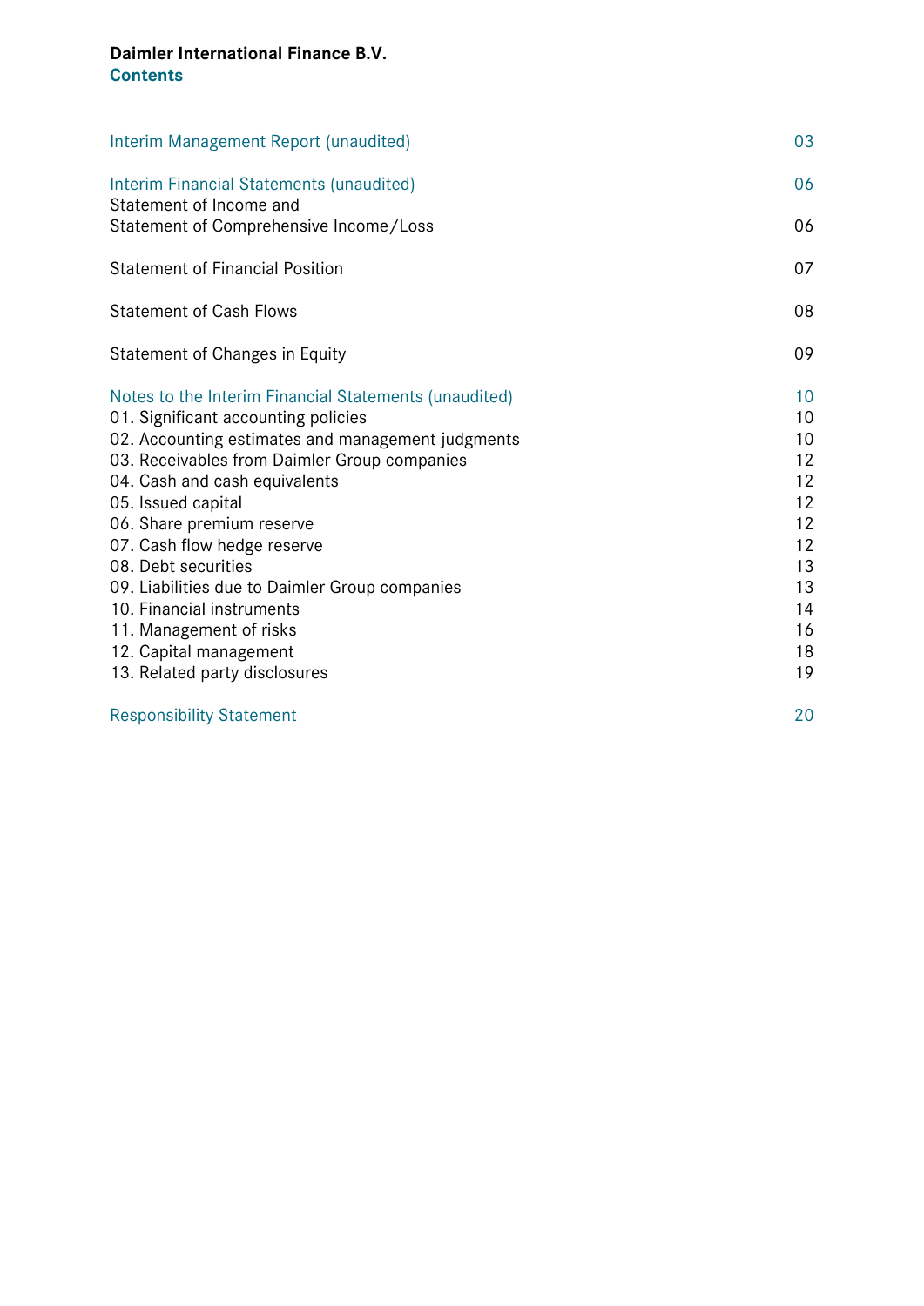**Daimler International Finance B.V.**
## Contents

| | |
|---|---|
| Interim Management Report (unaudited) | 03 |
| Interim Financial Statements (unaudited) | 06 |
| Statement of Income and Statement of Comprehensive Income/Loss | 06 |
| Statement of Financial Position | 07 |
| Statement of Cash Flows | 08 |
| Statement of Changes in Equity | 09 |
| Notes to the Interim Financial Statements (unaudited) | 10 |
| 01. Significant accounting policies | 10 |
| 02. Accounting estimates and management judgments | 10 |
| 03. Receivables from Daimler Group companies | 12 |
| 04. Cash and cash equivalents | 12 |
| 05. Issued capital | 12 |
| 06. Share premium reserve | 12 |
| 07. Cash flow hedge reserve | 12 |
| 08. Debt securities | 13 |
| 09. Liabilities due to Daimler Group companies | 13 |
| 10. Financial instruments | 14 |
| 11. Management of risks | 16 |
| 12. Capital management | 18 |
| 13. Related party disclosures | 19 |
| Responsibility Statement | 20 |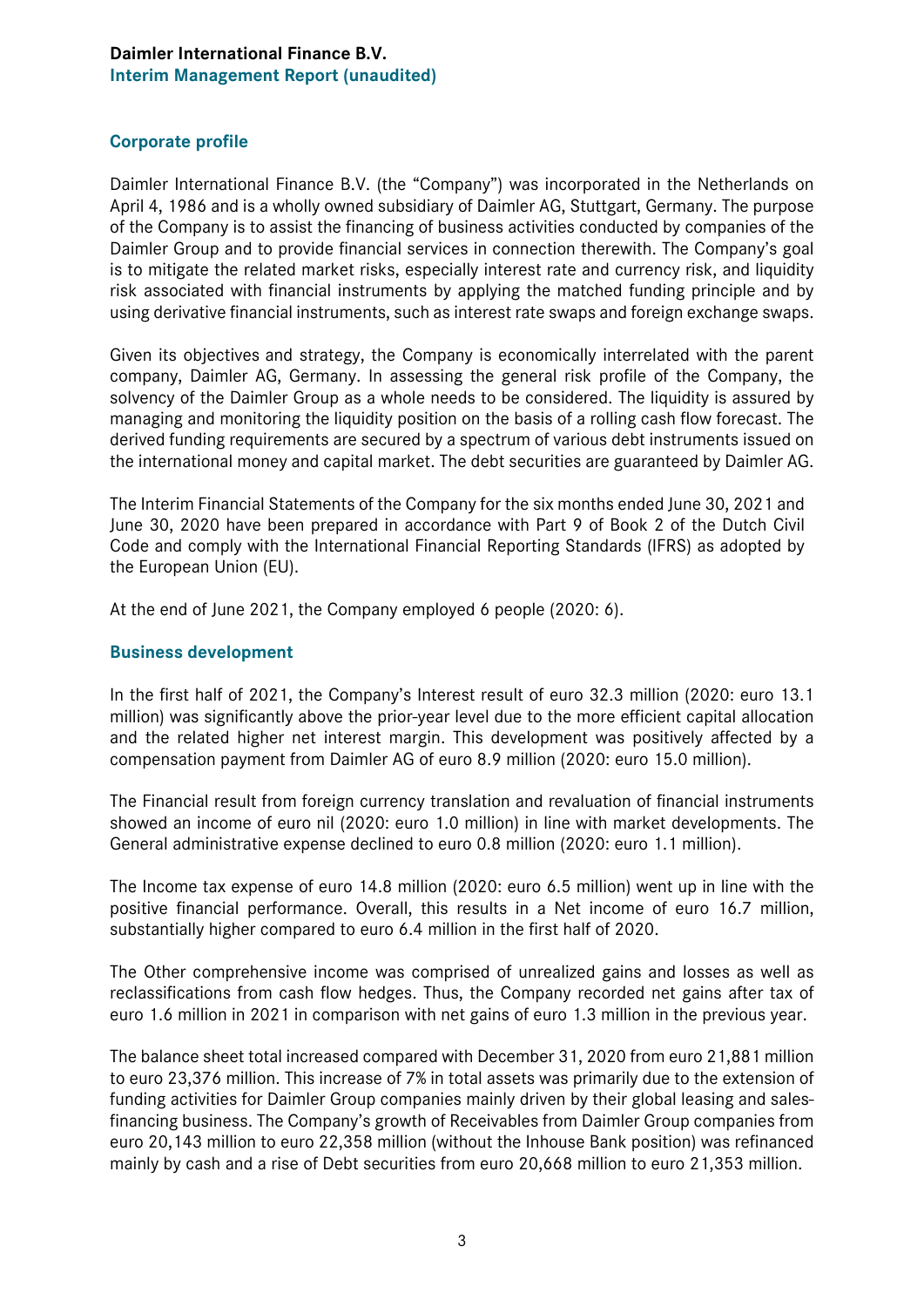**Daimler International Finance B.V.**
**Interim Management Report (unaudited)**

## Corporate profile

Daimler International Finance B.V. (the "Company") was incorporated in the Netherlands on April 4, 1986 and is a wholly owned subsidiary of Daimler AG, Stuttgart, Germany. The purpose of the Company is to assist the financing of business activities conducted by companies of the Daimler Group and to provide financial services in connection therewith. The Company's goal is to mitigate the related market risks, especially interest rate and currency risk, and liquidity risk associated with financial instruments by applying the matched funding principle and by using derivative financial instruments, such as interest rate swaps and foreign exchange swaps.

Given its objectives and strategy, the Company is economically interrelated with the parent company, Daimler AG, Germany. In assessing the general risk profile of the Company, the solvency of the Daimler Group as a whole needs to be considered. The liquidity is assured by managing and monitoring the liquidity position on the basis of a rolling cash flow forecast. The derived funding requirements are secured by a spectrum of various debt instruments issued on the international money and capital market. The debt securities are guaranteed by Daimler AG.

The Interim Financial Statements of the Company for the six months ended June 30, 2021 and June 30, 2020 have been prepared in accordance with Part 9 of Book 2 of the Dutch Civil Code and comply with the International Financial Reporting Standards (IFRS) as adopted by the European Union (EU).

At the end of June 2021, the Company employed 6 people (2020: 6).

## Business development

In the first half of 2021, the Company's Interest result of euro 32.3 million (2020: euro 13.1 million) was significantly above the prior-year level due to the more efficient capital allocation and the related higher net interest margin. This development was positively affected by a compensation payment from Daimler AG of euro 8.9 million (2020: euro 15.0 million).

The Financial result from foreign currency translation and revaluation of financial instruments showed an income of euro nil (2020: euro 1.0 million) in line with market developments. The General administrative expense declined to euro 0.8 million (2020: euro 1.1 million).

The Income tax expense of euro 14.8 million (2020: euro 6.5 million) went up in line with the positive financial performance. Overall, this results in a Net income of euro 16.7 million, substantially higher compared to euro 6.4 million in the first half of 2020.

The Other comprehensive income was comprised of unrealized gains and losses as well as reclassifications from cash flow hedges. Thus, the Company recorded net gains after tax of euro 1.6 million in 2021 in comparison with net gains of euro 1.3 million in the previous year.

The balance sheet total increased compared with December 31, 2020 from euro 21,881 million to euro 23,376 million. This increase of 7% in total assets was primarily due to the extension of funding activities for Daimler Group companies mainly driven by their global leasing and sales-financing business. The Company's growth of Receivables from Daimler Group companies from euro 20,143 million to euro 22,358 million (without the Inhouse Bank position) was refinanced mainly by cash and a rise of Debt securities from euro 20,668 million to euro 21,353 million.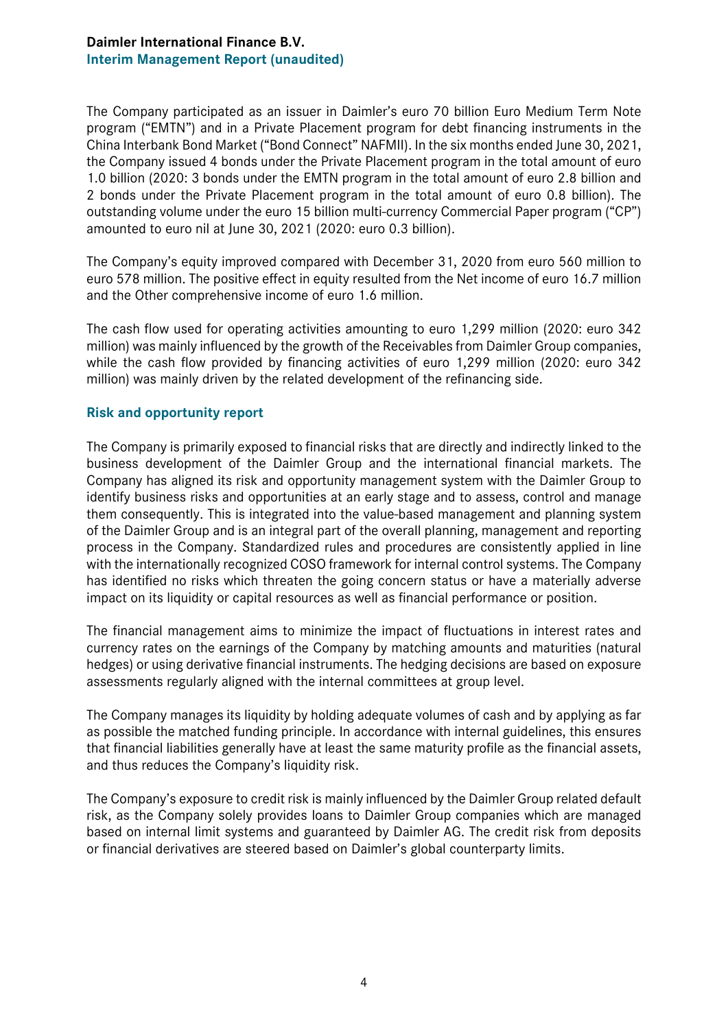The Company participated as an issuer in Daimler's euro 70 billion Euro Medium Term Note program ("EMTN") and in a Private Placement program for debt financing instruments in the China Interbank Bond Market ("Bond Connect" NAFMII). In the six months ended June 30, 2021, the Company issued 4 bonds under the Private Placement program in the total amount of euro 1.0 billion (2020: 3 bonds under the EMTN program in the total amount of euro 2.8 billion and 2 bonds under the Private Placement program in the total amount of euro 0.8 billion). The outstanding volume under the euro 15 billion multi-currency Commercial Paper program ("CP") amounted to euro nil at June 30, 2021 (2020: euro 0.3 billion).

The Company's equity improved compared with December 31, 2020 from euro 560 million to euro 578 million. The positive effect in equity resulted from the Net income of euro 16.7 million and the Other comprehensive income of euro 1.6 million.

The cash flow used for operating activities amounting to euro 1,299 million (2020: euro 342 million) was mainly influenced by the growth of the Receivables from Daimler Group companies, while the cash flow provided by financing activities of euro 1,299 million (2020: euro 342 million) was mainly driven by the related development of the refinancing side.

## Risk and opportunity report

The Company is primarily exposed to financial risks that are directly and indirectly linked to the business development of the Daimler Group and the international financial markets. The Company has aligned its risk and opportunity management system with the Daimler Group to identify business risks and opportunities at an early stage and to assess, control and manage them consequently. This is integrated into the value-based management and planning system of the Daimler Group and is an integral part of the overall planning, management and reporting process in the Company. Standardized rules and procedures are consistently applied in line with the internationally recognized COSO framework for internal control systems. The Company has identified no risks which threaten the going concern status or have a materially adverse impact on its liquidity or capital resources as well as financial performance or position.

The financial management aims to minimize the impact of fluctuations in interest rates and currency rates on the earnings of the Company by matching amounts and maturities (natural hedges) or using derivative financial instruments. The hedging decisions are based on exposure assessments regularly aligned with the internal committees at group level.

The Company manages its liquidity by holding adequate volumes of cash and by applying as far as possible the matched funding principle. In accordance with internal guidelines, this ensures that financial liabilities generally have at least the same maturity profile as the financial assets, and thus reduces the Company's liquidity risk.

The Company's exposure to credit risk is mainly influenced by the Daimler Group related default risk, as the Company solely provides loans to Daimler Group companies which are managed based on internal limit systems and guaranteed by Daimler AG. The credit risk from deposits or financial derivatives are steered based on Daimler's global counterparty limits.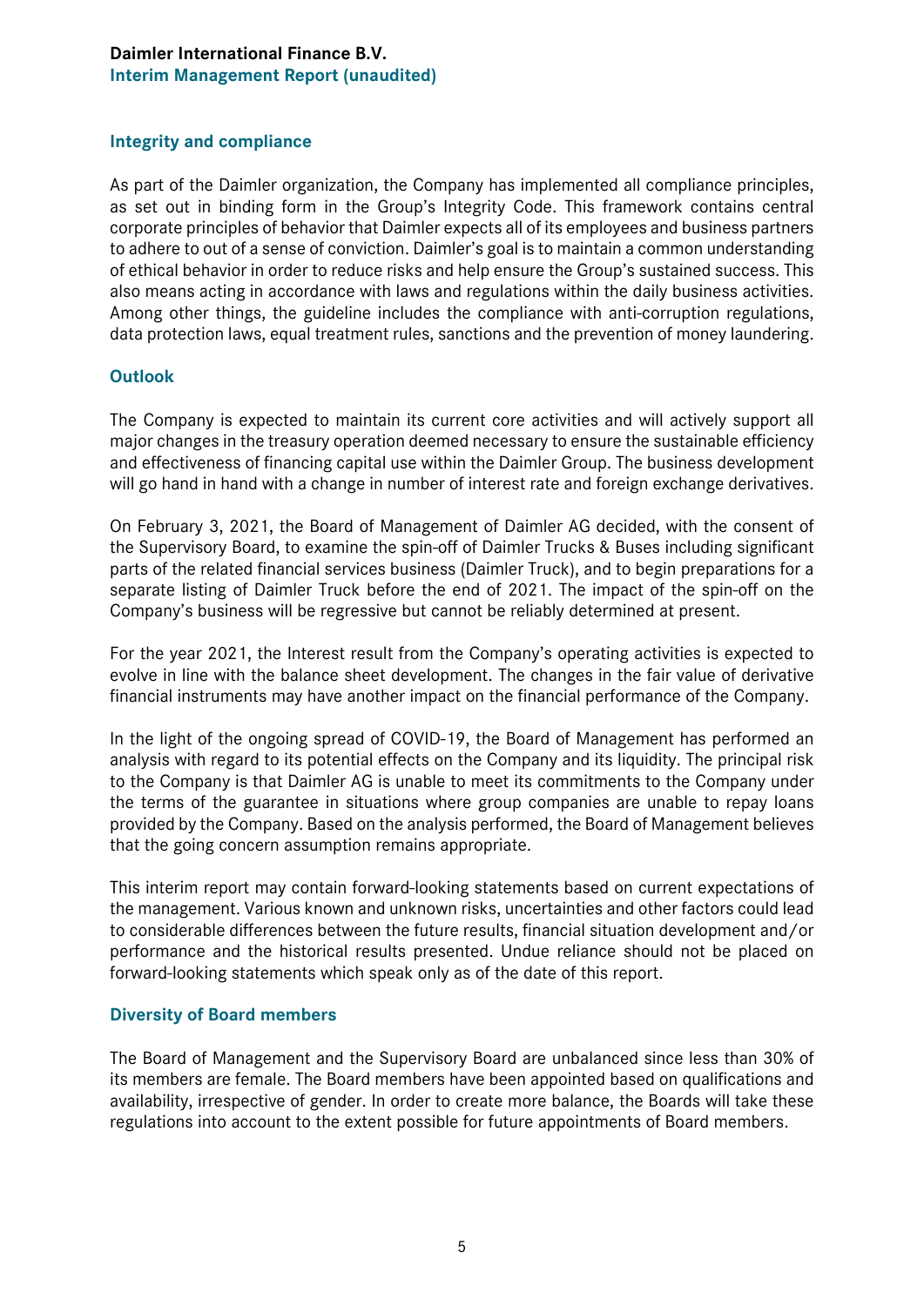## Integrity and compliance

As part of the Daimler organization, the Company has implemented all compliance principles, as set out in binding form in the Group's Integrity Code. This framework contains central corporate principles of behavior that Daimler expects all of its employees and business partners to adhere to out of a sense of conviction. Daimler's goal is to maintain a common understanding of ethical behavior in order to reduce risks and help ensure the Group's sustained success. This also means acting in accordance with laws and regulations within the daily business activities. Among other things, the guideline includes the compliance with anti-corruption regulations, data protection laws, equal treatment rules, sanctions and the prevention of money laundering.

## Outlook

The Company is expected to maintain its current core activities and will actively support all major changes in the treasury operation deemed necessary to ensure the sustainable efficiency and effectiveness of financing capital use within the Daimler Group. The business development will go hand in hand with a change in number of interest rate and foreign exchange derivatives.

On February 3, 2021, the Board of Management of Daimler AG decided, with the consent of the Supervisory Board, to examine the spin-off of Daimler Trucks & Buses including significant parts of the related financial services business (Daimler Truck), and to begin preparations for a separate listing of Daimler Truck before the end of 2021. The impact of the spin-off on the Company's business will be regressive but cannot be reliably determined at present.

For the year 2021, the Interest result from the Company's operating activities is expected to evolve in line with the balance sheet development. The changes in the fair value of derivative financial instruments may have another impact on the financial performance of the Company.

In the light of the ongoing spread of COVID-19, the Board of Management has performed an analysis with regard to its potential effects on the Company and its liquidity. The principal risk to the Company is that Daimler AG is unable to meet its commitments to the Company under the terms of the guarantee in situations where group companies are unable to repay loans provided by the Company. Based on the analysis performed, the Board of Management believes that the going concern assumption remains appropriate.

This interim report may contain forward-looking statements based on current expectations of the management. Various known and unknown risks, uncertainties and other factors could lead to considerable differences between the future results, financial situation development and/or performance and the historical results presented. Undue reliance should not be placed on forward-looking statements which speak only as of the date of this report.

## Diversity of Board members

The Board of Management and the Supervisory Board are unbalanced since less than 30% of its members are female. The Board members have been appointed based on qualifications and availability, irrespective of gender. In order to create more balance, the Boards will take these regulations into account to the extent possible for future appointments of Board members.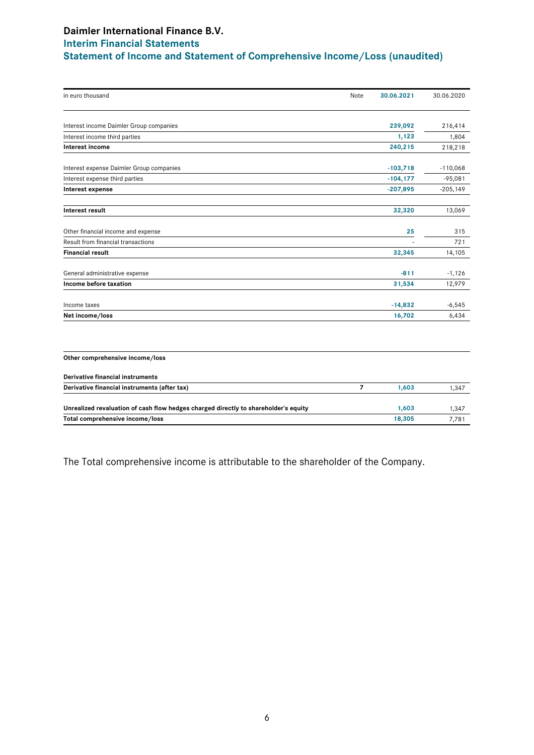# Daimler International Finance B.V.

## Interim Financial Statements

## Statement of Income and Statement of Comprehensive Income/Loss (unaudited)

| in euro thousand | Note | 30.06.2021 | 30.06.2020 |
|---|---|---|---|
| Interest income Daimler Group companies | | 239,092 | 216,414 |
| Interest income third parties | | 1,123 | 1,804 |
| **Interest income** | | **240,215** | **218,218** |
| Interest expense Daimler Group companies | | -103,718 | -110,068 |
| Interest expense third parties | | -104,177 | -95,081 |
| **Interest expense** | | **-207,895** | **-205,149** |
| **Interest result** | | **32,320** | **13,069** |
| Other financial income and expense | | 25 | 315 |
| Result from financial transactions | | - | 721 |
| **Financial result** | | **32,345** | **14,105** |
| General administrative expense | | -811 | -1,126 |
| **Income before taxation** | | **31,534** | **12,979** |
| Income taxes | | -14,832 | -6,545 |
| **Net income/loss** | | **16,702** | **6,434** |

| | Note | 30.06.2021 | 30.06.2020 |
|---|---|---|---|
| **Other comprehensive income/loss** | | | |
| **Derivative financial instruments** | | | |
| **Derivative financial instruments (after tax)** | 7 | 1,603 | 1,347 |
| **Unrealized revaluation of cash flow hedges charged directly to shareholder's equity** | | 1,603 | 1,347 |
| **Total comprehensive income/loss** | | **18,305** | **7,781** |

The Total comprehensive income is attributable to the shareholder of the Company.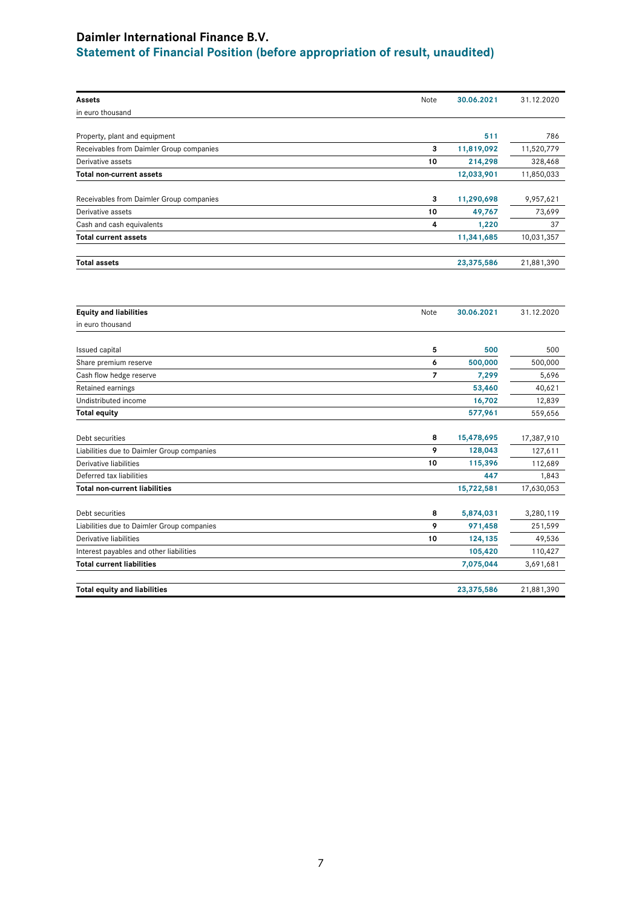# Daimler International Finance B.V.

## Statement of Financial Position (before appropriation of result, unaudited)

| Assets | Note | 30.06.2021 | 31.12.2020 |
|---|---|---|---|
| in euro thousand | | | |
| Property, plant and equipment | | 511 | 786 |
| Receivables from Daimler Group companies | 3 | 11,819,092 | 11,520,779 |
| Derivative assets | 10 | 214,298 | 328,468 |
| **Total non-current assets** | | **12,033,901** | **11,850,033** |
| Receivables from Daimler Group companies | 3 | 11,290,698 | 9,957,621 |
| Derivative assets | 10 | 49,767 | 73,699 |
| Cash and cash equivalents | 4 | 1,220 | 37 |
| **Total current assets** | | **11,341,685** | **10,031,357** |
| **Total assets** | | **23,375,586** | **21,881,390** |

| Equity and liabilities | Note | 30.06.2021 | 31.12.2020 |
|---|---|---|---|
| in euro thousand | | | |
| Issued capital | 5 | 500 | 500 |
| Share premium reserve | 6 | 500,000 | 500,000 |
| Cash flow hedge reserve | 7 | 7,299 | 5,696 |
| Retained earnings | | 53,460 | 40,621 |
| Undistributed income | | 16,702 | 12,839 |
| **Total equity** | | **577,961** | **559,656** |
| Debt securities | 8 | 15,478,695 | 17,387,910 |
| Liabilities due to Daimler Group companies | 9 | 128,043 | 127,611 |
| Derivative liabilities | 10 | 115,396 | 112,689 |
| Deferred tax liabilities | | 447 | 1,843 |
| **Total non-current liabilities** | | **15,722,581** | **17,630,053** |
| Debt securities | 8 | 5,874,031 | 3,280,119 |
| Liabilities due to Daimler Group companies | 9 | 971,458 | 251,599 |
| Derivative liabilities | 10 | 124,135 | 49,536 |
| Interest payables and other liabilities | | 105,420 | 110,427 |
| **Total current liabilities** | | **7,075,044** | **3,691,681** |
| **Total equity and liabilities** | | **23,375,586** | **21,881,390** |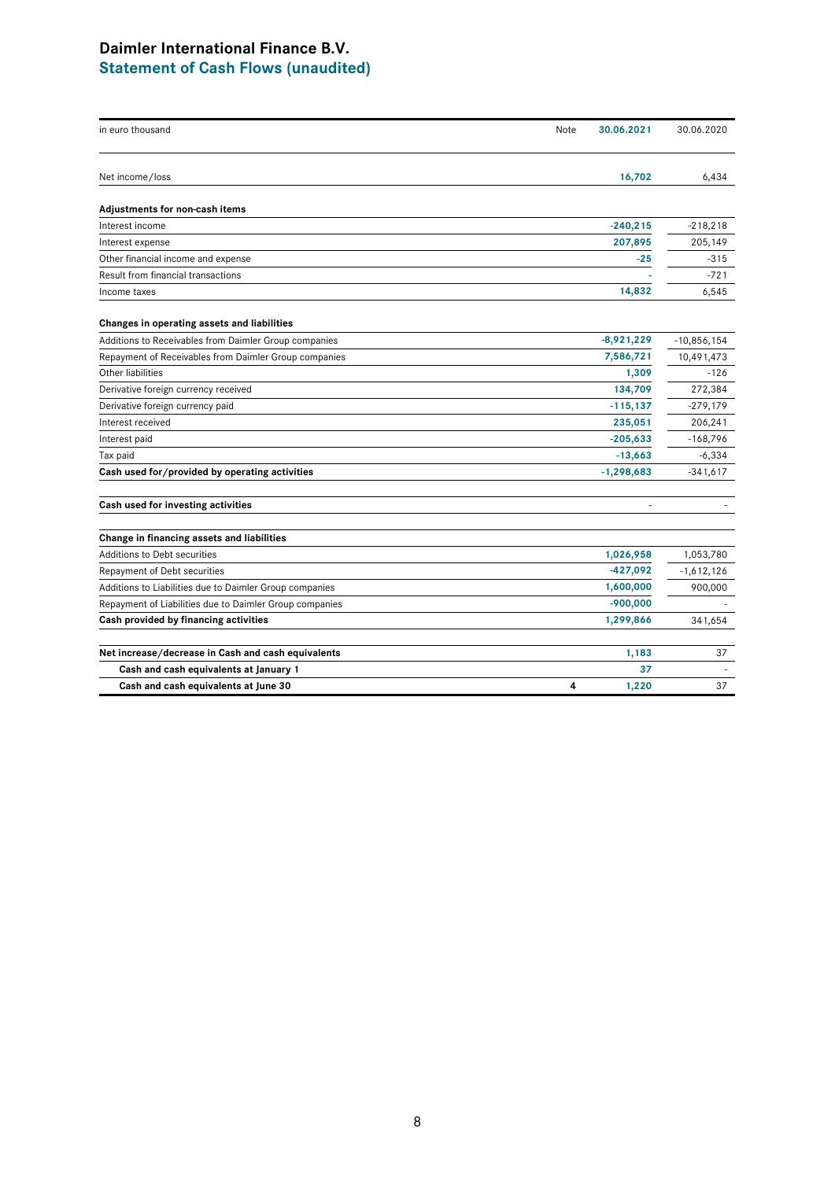# Daimler International Finance B.V.
## Statement of Cash Flows (unaudited)

| in euro thousand | Note | 30.06.2021 | 30.06.2020 |
|---|---|---|---|
| Net income/loss | | 16,702 | 6,434 |
| **Adjustments for non-cash items** | | | |
| Interest income | | -240,215 | -218,218 |
| Interest expense | | 207,895 | 205,149 |
| Other financial income and expense | | -25 | -315 |
| Result from financial transactions | | - | -721 |
| Income taxes | | 14,832 | 6,545 |
| **Changes in operating assets and liabilities** | | | |
| Additions to Receivables from Daimler Group companies | | -8,921,229 | -10,856,154 |
| Repayment of Receivables from Daimler Group companies | | 7,586,721 | 10,491,473 |
| Other liabilities | | 1,309 | -126 |
| Derivative foreign currency received | | 134,709 | 272,384 |
| Derivative foreign currency paid | | -115,137 | -279,179 |
| Interest received | | 235,051 | 206,241 |
| Interest paid | | -205,633 | -168,796 |
| Tax paid | | -13,663 | -6,334 |
| **Cash used for/provided by operating activities** | | -1,298,683 | -341,617 |
| **Cash used for investing activities** | | - | - |
| **Change in financing assets and liabilities** | | | |
| Additions to Debt securities | | 1,026,958 | 1,053,780 |
| Repayment of Debt securities | | -427,092 | -1,612,126 |
| Additions to Liabilities due to Daimler Group companies | | 1,600,000 | 900,000 |
| Repayment of Liabilities due to Daimler Group companies | | -900,000 | - |
| **Cash provided by financing activities** | | 1,299,866 | 341,654 |
| **Net increase/decrease in Cash and cash equivalents** | | 1,183 | 37 |
| **Cash and cash equivalents at January 1** | | 37 | - |
| **Cash and cash equivalents at June 30** | 4 | 1,220 | 37 |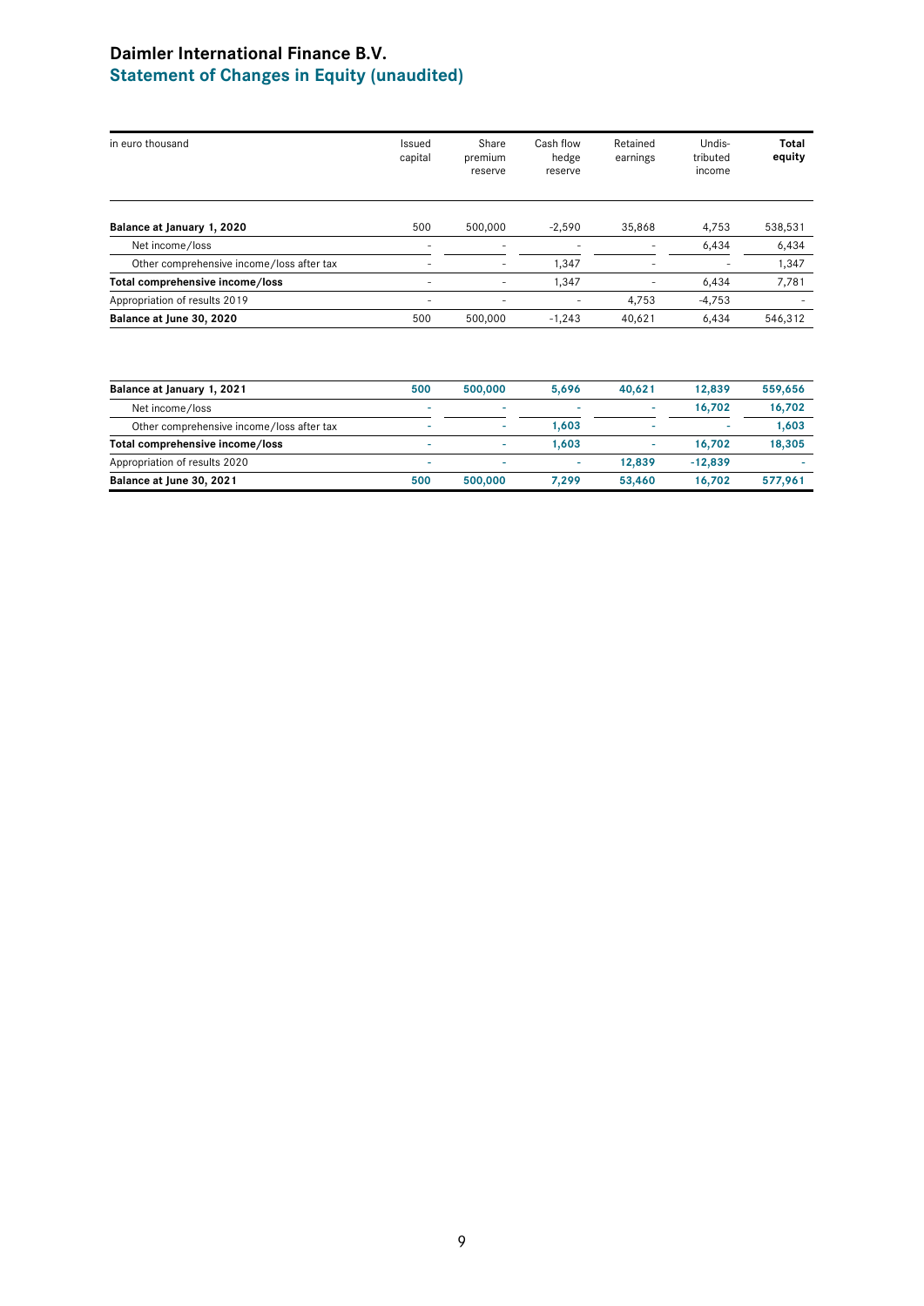# Daimler International Finance B.V.

## Statement of Changes in Equity (unaudited)

| in euro thousand | Issued capital | Share premium reserve | Cash flow hedge reserve | Retained earnings | Undis-tributed income | **Total equity** |
|---|---|---|---|---|---|---|
| **Balance at January 1, 2020** | 500 | 500,000 | -2,590 | 35,868 | 4,753 | 538,531 |
| Net income/loss | - | - | - | - | 6,434 | 6,434 |
| Other comprehensive income/loss after tax | - | - | 1,347 | - | - | 1,347 |
| **Total comprehensive income/loss** | - | - | 1,347 | - | 6,434 | 7,781 |
| Appropriation of results 2019 | - | - | - | 4,753 | -4,753 | - |
| **Balance at June 30, 2020** | 500 | 500,000 | -1,243 | 40,621 | 6,434 | 546,312 |

| in euro thousand | Issued capital | Share premium reserve | Cash flow hedge reserve | Retained earnings | Undis-tributed income | **Total equity** |
|---|---|---|---|---|---|---|
| **Balance at January 1, 2021** | **500** | **500,000** | **5,696** | **40,621** | **12,839** | **559,656** |
| Net income/loss | - | - | - | - | **16,702** | **16,702** |
| Other comprehensive income/loss after tax | - | - | **1,603** | - | - | **1,603** |
| **Total comprehensive income/loss** | - | - | **1,603** | - | **16,702** | **18,305** |
| Appropriation of results 2020 | - | - | - | **12,839** | **-12,839** | - |
| **Balance at June 30, 2021** | **500** | **500,000** | **7,299** | **53,460** | **16,702** | **577,961** |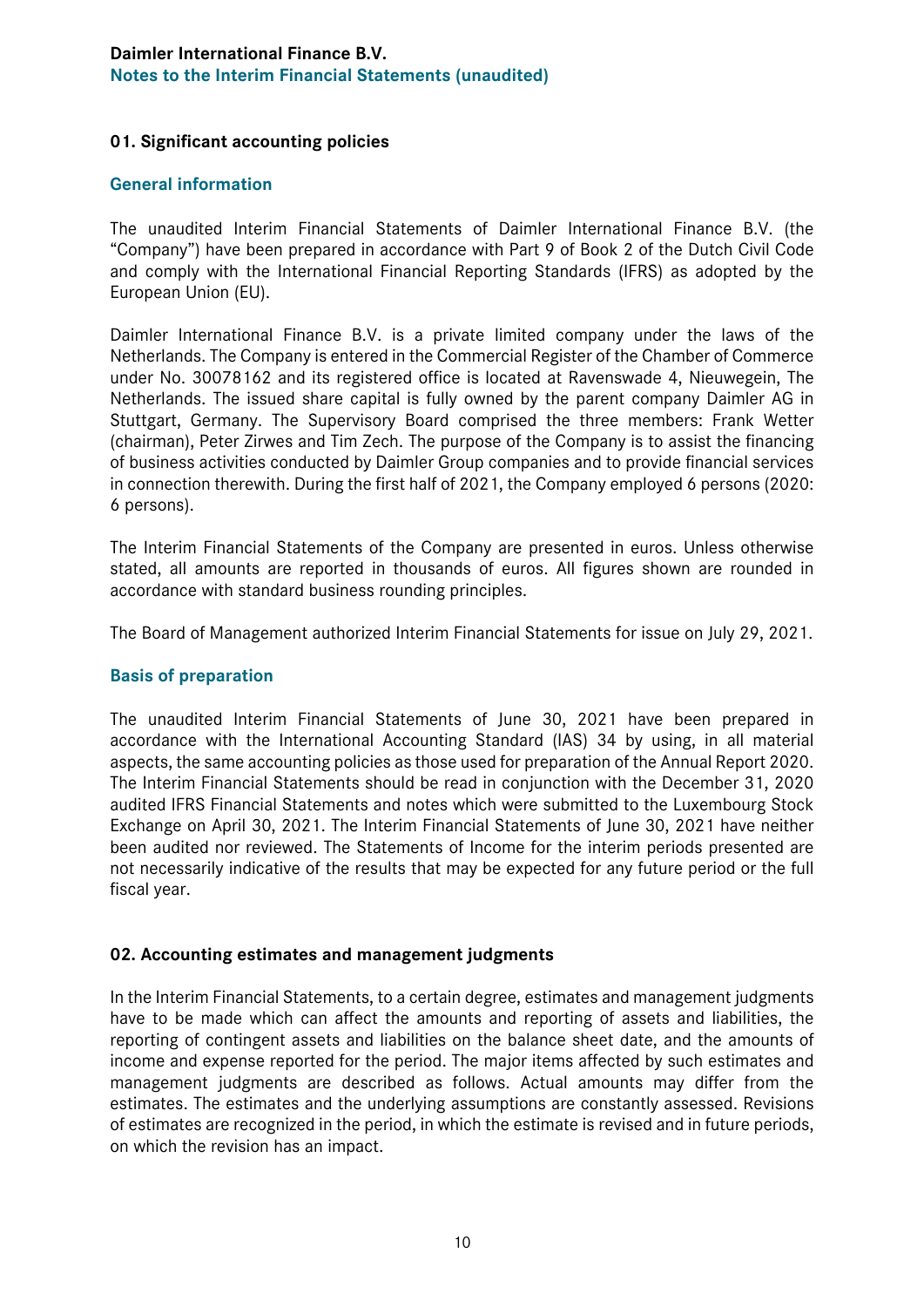## 01. Significant accounting policies

### General information

The unaudited Interim Financial Statements of Daimler International Finance B.V. (the "Company") have been prepared in accordance with Part 9 of Book 2 of the Dutch Civil Code and comply with the International Financial Reporting Standards (IFRS) as adopted by the European Union (EU).

Daimler International Finance B.V. is a private limited company under the laws of the Netherlands. The Company is entered in the Commercial Register of the Chamber of Commerce under No. 30078162 and its registered office is located at Ravenswade 4, Nieuwegein, The Netherlands. The issued share capital is fully owned by the parent company Daimler AG in Stuttgart, Germany. The Supervisory Board comprised the three members: Frank Wetter (chairman), Peter Zirwes and Tim Zech. The purpose of the Company is to assist the financing of business activities conducted by Daimler Group companies and to provide financial services in connection therewith. During the first half of 2021, the Company employed 6 persons (2020: 6 persons).

The Interim Financial Statements of the Company are presented in euros. Unless otherwise stated, all amounts are reported in thousands of euros. All figures shown are rounded in accordance with standard business rounding principles.

The Board of Management authorized Interim Financial Statements for issue on July 29, 2021.

### Basis of preparation

The unaudited Interim Financial Statements of June 30, 2021 have been prepared in accordance with the International Accounting Standard (IAS) 34 by using, in all material aspects, the same accounting policies as those used for preparation of the Annual Report 2020. The Interim Financial Statements should be read in conjunction with the December 31, 2020 audited IFRS Financial Statements and notes which were submitted to the Luxembourg Stock Exchange on April 30, 2021. The Interim Financial Statements of June 30, 2021 have neither been audited nor reviewed. The Statements of Income for the interim periods presented are not necessarily indicative of the results that may be expected for any future period or the full fiscal year.

## 02. Accounting estimates and management judgments

In the Interim Financial Statements, to a certain degree, estimates and management judgments have to be made which can affect the amounts and reporting of assets and liabilities, the reporting of contingent assets and liabilities on the balance sheet date, and the amounts of income and expense reported for the period. The major items affected by such estimates and management judgments are described as follows. Actual amounts may differ from the estimates. The estimates and the underlying assumptions are constantly assessed. Revisions of estimates are recognized in the period, in which the estimate is revised and in future periods, on which the revision has an impact.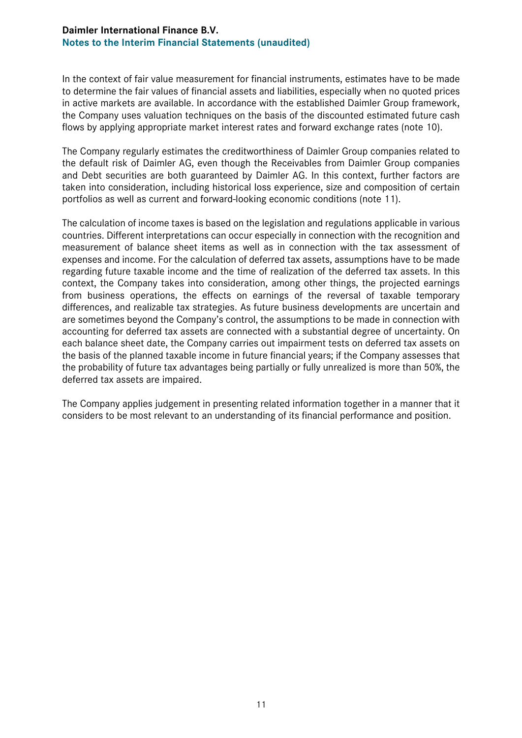In the context of fair value measurement for financial instruments, estimates have to be made to determine the fair values of financial assets and liabilities, especially when no quoted prices in active markets are available. In accordance with the established Daimler Group framework, the Company uses valuation techniques on the basis of the discounted estimated future cash flows by applying appropriate market interest rates and forward exchange rates (note 10).

The Company regularly estimates the creditworthiness of Daimler Group companies related to the default risk of Daimler AG, even though the Receivables from Daimler Group companies and Debt securities are both guaranteed by Daimler AG. In this context, further factors are taken into consideration, including historical loss experience, size and composition of certain portfolios as well as current and forward-looking economic conditions (note 11).

The calculation of income taxes is based on the legislation and regulations applicable in various countries. Different interpretations can occur especially in connection with the recognition and measurement of balance sheet items as well as in connection with the tax assessment of expenses and income. For the calculation of deferred tax assets, assumptions have to be made regarding future taxable income and the time of realization of the deferred tax assets. In this context, the Company takes into consideration, among other things, the projected earnings from business operations, the effects on earnings of the reversal of taxable temporary differences, and realizable tax strategies. As future business developments are uncertain and are sometimes beyond the Company's control, the assumptions to be made in connection with accounting for deferred tax assets are connected with a substantial degree of uncertainty. On each balance sheet date, the Company carries out impairment tests on deferred tax assets on the basis of the planned taxable income in future financial years; if the Company assesses that the probability of future tax advantages being partially or fully unrealized is more than 50%, the deferred tax assets are impaired.

The Company applies judgement in presenting related information together in a manner that it considers to be most relevant to an understanding of its financial performance and position.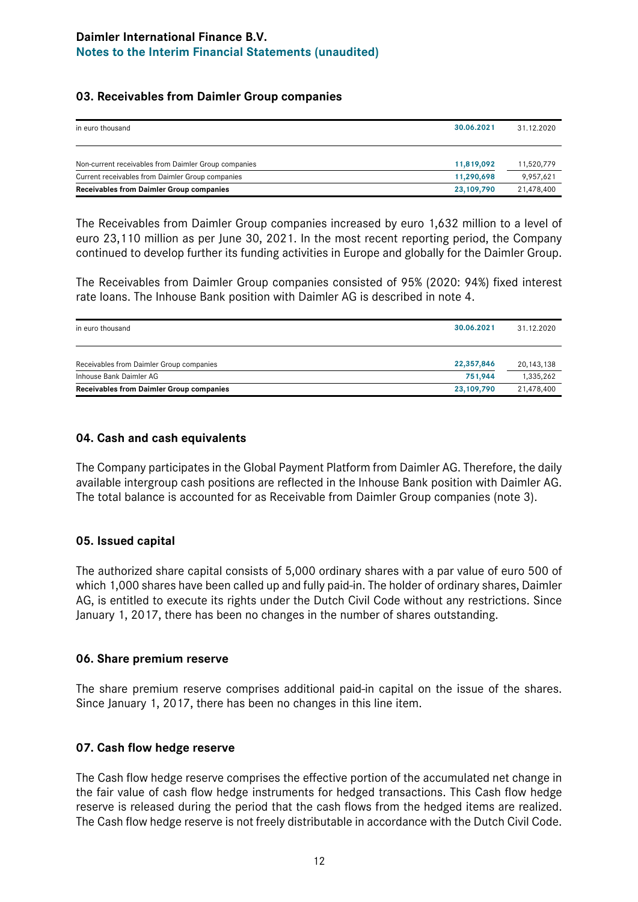## 03. Receivables from Daimler Group companies

| in euro thousand | 30.06.2021 | 31.12.2020 |
|---|---|---|
| Non-current receivables from Daimler Group companies | 11,819,092 | 11,520,779 |
| Current receivables from Daimler Group companies | 11,290,698 | 9,957,621 |
| **Receivables from Daimler Group companies** | **23,109,790** | **21,478,400** |

The Receivables from Daimler Group companies increased by euro 1,632 million to a level of euro 23,110 million as per June 30, 2021. In the most recent reporting period, the Company continued to develop further its funding activities in Europe and globally for the Daimler Group.

The Receivables from Daimler Group companies consisted of 95% (2020: 94%) fixed interest rate loans. The Inhouse Bank position with Daimler AG is described in note 4.

| in euro thousand | 30.06.2021 | 31.12.2020 |
|---|---|---|
| Receivables from Daimler Group companies | 22,357,846 | 20,143,138 |
| Inhouse Bank Daimler AG | 751,944 | 1,335,262 |
| **Receivables from Daimler Group companies** | **23,109,790** | **21,478,400** |

## 04. Cash and cash equivalents

The Company participates in the Global Payment Platform from Daimler AG. Therefore, the daily available intergroup cash positions are reflected in the Inhouse Bank position with Daimler AG. The total balance is accounted for as Receivable from Daimler Group companies (note 3).

## 05. Issued capital

The authorized share capital consists of 5,000 ordinary shares with a par value of euro 500 of which 1,000 shares have been called up and fully paid-in. The holder of ordinary shares, Daimler AG, is entitled to execute its rights under the Dutch Civil Code without any restrictions. Since January 1, 2017, there has been no changes in the number of shares outstanding.

## 06. Share premium reserve

The share premium reserve comprises additional paid-in capital on the issue of the shares. Since January 1, 2017, there has been no changes in this line item.

## 07. Cash flow hedge reserve

The Cash flow hedge reserve comprises the effective portion of the accumulated net change in the fair value of cash flow hedge instruments for hedged transactions. This Cash flow hedge reserve is released during the period that the cash flows from the hedged items are realized. The Cash flow hedge reserve is not freely distributable in accordance with the Dutch Civil Code.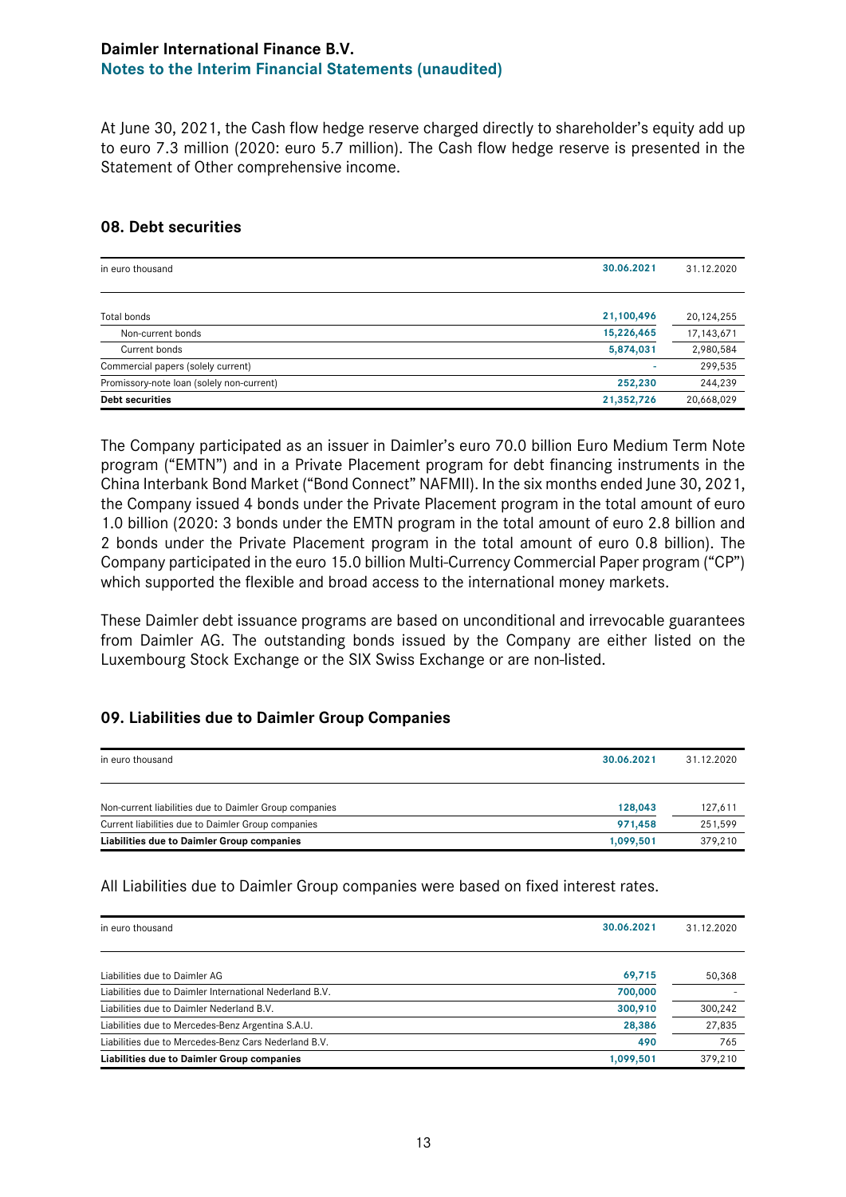At June 30, 2021, the Cash flow hedge reserve charged directly to shareholder's equity add up to euro 7.3 million (2020: euro 5.7 million). The Cash flow hedge reserve is presented in the Statement of Other comprehensive income.

## 08. Debt securities

| in euro thousand | 30.06.2021 | 31.12.2020 |
|---|---|---|
| Total bonds | 21,100,496 | 20,124,255 |
| Non-current bonds | 15,226,465 | 17,143,671 |
| Current bonds | 5,874,031 | 2,980,584 |
| Commercial papers (solely current) | - | 299,535 |
| Promissory-note loan (solely non-current) | 252,230 | 244,239 |
| **Debt securities** | **21,352,726** | **20,668,029** |

The Company participated as an issuer in Daimler's euro 70.0 billion Euro Medium Term Note program ("EMTN") and in a Private Placement program for debt financing instruments in the China Interbank Bond Market ("Bond Connect" NAFMII). In the six months ended June 30, 2021, the Company issued 4 bonds under the Private Placement program in the total amount of euro 1.0 billion (2020: 3 bonds under the EMTN program in the total amount of euro 2.8 billion and 2 bonds under the Private Placement program in the total amount of euro 0.8 billion). The Company participated in the euro 15.0 billion Multi-Currency Commercial Paper program ("CP") which supported the flexible and broad access to the international money markets.

These Daimler debt issuance programs are based on unconditional and irrevocable guarantees from Daimler AG. The outstanding bonds issued by the Company are either listed on the Luxembourg Stock Exchange or the SIX Swiss Exchange or are non-listed.

## 09. Liabilities due to Daimler Group Companies

| in euro thousand | 30.06.2021 | 31.12.2020 |
|---|---|---|
| Non-current liabilities due to Daimler Group companies | 128,043 | 127,611 |
| Current liabilities due to Daimler Group companies | 971,458 | 251,599 |
| **Liabilities due to Daimler Group companies** | **1,099,501** | **379,210** |

All Liabilities due to Daimler Group companies were based on fixed interest rates.

| in euro thousand | 30.06.2021 | 31.12.2020 |
|---|---|---|
| Liabilities due to Daimler AG | 69,715 | 50,368 |
| Liabilities due to Daimler International Nederland B.V. | 700,000 | - |
| Liabilities due to Daimler Nederland B.V. | 300,910 | 300,242 |
| Liabilities due to Mercedes-Benz Argentina S.A.U. | 28,386 | 27,835 |
| Liabilities due to Mercedes-Benz Cars Nederland B.V. | 490 | 765 |
| **Liabilities due to Daimler Group companies** | **1,099,501** | **379,210** |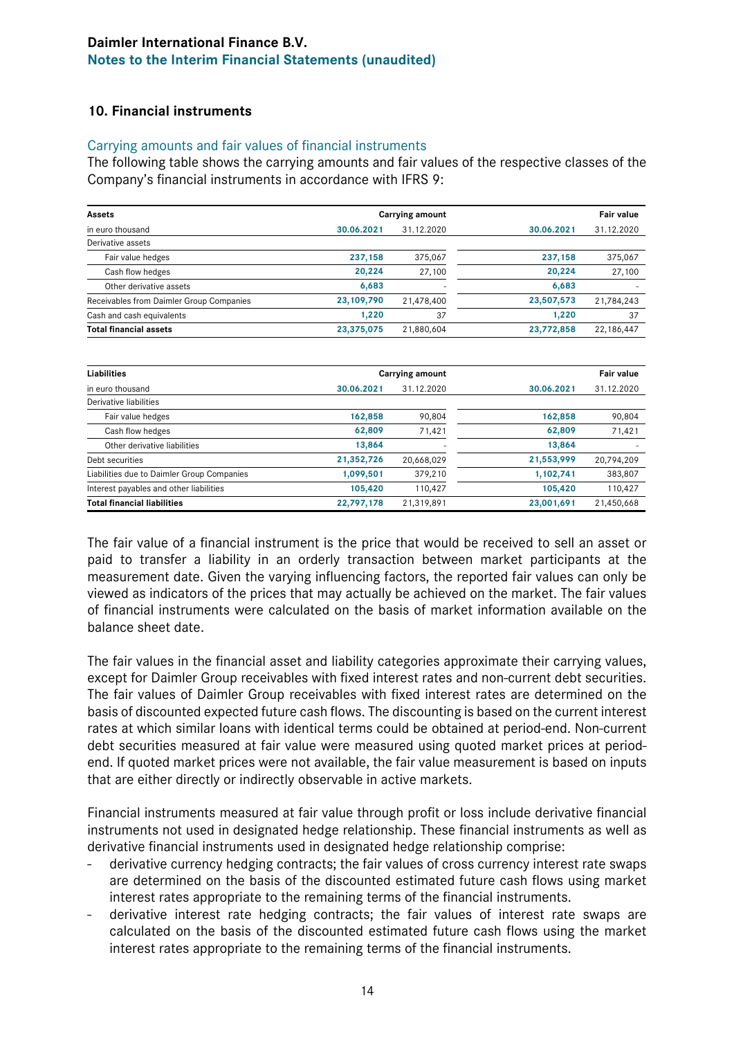Daimler International Finance B.V.
Notes to the Interim Financial Statements (unaudited)

## 10. Financial instruments

### Carrying amounts and fair values of financial instruments

The following table shows the carrying amounts and fair values of the respective classes of the Company's financial instruments in accordance with IFRS 9:

| Assets | Carrying amount | | Fair value | |
|---|---|---|---|---|
| in euro thousand | 30.06.2021 | 31.12.2020 | 30.06.2021 | 31.12.2020 |
| Derivative assets | | | | |
| Fair value hedges | 237,158 | 375,067 | 237,158 | 375,067 |
| Cash flow hedges | 20,224 | 27,100 | 20,224 | 27,100 |
| Other derivative assets | 6,683 | - | 6,683 | - |
| Receivables from Daimler Group Companies | 23,109,790 | 21,478,400 | 23,507,573 | 21,784,243 |
| Cash and cash equivalents | 1,220 | 37 | 1,220 | 37 |
| **Total financial assets** | 23,375,075 | 21,880,604 | 23,772,858 | 22,186,447 |

| Liabilities | Carrying amount | | Fair value | |
|---|---|---|---|---|
| in euro thousand | 30.06.2021 | 31.12.2020 | 30.06.2021 | 31.12.2020 |
| Derivative liabilities | | | | |
| Fair value hedges | 162,858 | 90,804 | 162,858 | 90,804 |
| Cash flow hedges | 62,809 | 71,421 | 62,809 | 71,421 |
| Other derivative liabilities | 13,864 | - | 13,864 | - |
| Debt securities | 21,352,726 | 20,668,029 | 21,553,999 | 20,794,209 |
| Liabilities due to Daimler Group Companies | 1,099,501 | 379,210 | 1,102,741 | 383,807 |
| Interest payables and other liabilities | 105,420 | 110,427 | 105,420 | 110,427 |
| **Total financial liabilities** | 22,797,178 | 21,319,891 | 23,001,691 | 21,450,668 |

The fair value of a financial instrument is the price that would be received to sell an asset or paid to transfer a liability in an orderly transaction between market participants at the measurement date. Given the varying influencing factors, the reported fair values can only be viewed as indicators of the prices that may actually be achieved on the market. The fair values of financial instruments were calculated on the basis of market information available on the balance sheet date.

The fair values in the financial asset and liability categories approximate their carrying values, except for Daimler Group receivables with fixed interest rates and non-current debt securities. The fair values of Daimler Group receivables with fixed interest rates are determined on the basis of discounted expected future cash flows. The discounting is based on the current interest rates at which similar loans with identical terms could be obtained at period-end. Non-current debt securities measured at fair value were measured using quoted market prices at period-end. If quoted market prices were not available, the fair value measurement is based on inputs that are either directly or indirectly observable in active markets.

Financial instruments measured at fair value through profit or loss include derivative financial instruments not used in designated hedge relationship. These financial instruments as well as derivative financial instruments used in designated hedge relationship comprise:

- derivative currency hedging contracts; the fair values of cross currency interest rate swaps are determined on the basis of the discounted estimated future cash flows using market interest rates appropriate to the remaining terms of the financial instruments.
- derivative interest rate hedging contracts; the fair values of interest rate swaps are calculated on the basis of the discounted estimated future cash flows using the market interest rates appropriate to the remaining terms of the financial instruments.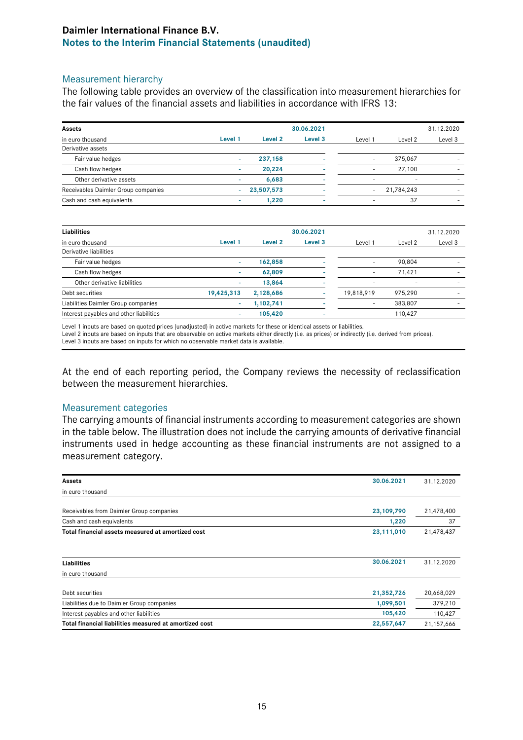## Measurement hierarchy

The following table provides an overview of the classification into measurement hierarchies for the fair values of the financial assets and liabilities in accordance with IFRS 13:

| Assets | | 30.06.2021 | | | 31.12.2020 | |
|---|---|---|---|---|---|---|
| in euro thousand | Level 1 | Level 2 | Level 3 | Level 1 | Level 2 | Level 3 |
| Derivative assets | | | | | | |
| Fair value hedges | - | 237,158 | - | - | 375,067 | - |
| Cash flow hedges | - | 20,224 | - | - | 27,100 | - |
| Other derivative assets | - | 6,683 | - | - | - | - |
| Receivables Daimler Group companies | - | 23,507,573 | - | - | 21,784,243 | - |
| Cash and cash equivalents | - | 1,220 | - | - | 37 | - |

| Liabilities | | 30.06.2021 | | | 31.12.2020 | |
|---|---|---|---|---|---|---|
| in euro thousand | Level 1 | Level 2 | Level 3 | Level 1 | Level 2 | Level 3 |
| Derivative liabilities | | | | | | |
| Fair value hedges | - | 162,858 | - | - | 90,804 | - |
| Cash flow hedges | - | 62,809 | - | - | 71,421 | - |
| Other derivative liabilities | - | 13,864 | - | - | - | - |
| Debt securities | 19,425,313 | 2,128,686 | - | 19,818,919 | 975,290 | - |
| Liabilities Daimler Group companies | - | 1,102,741 | - | - | 383,807 | - |
| Interest payables and other liabilities | - | 105,420 | - | - | 110,427 | - |

Level 1 inputs are based on quoted prices (unadjusted) in active markets for these or identical assets or liabilities.
Level 2 inputs are based on inputs that are observable on active markets either directly (i.e. as prices) or indirectly (i.e. derived from prices).
Level 3 inputs are based on inputs for which no observable market data is available.

At the end of each reporting period, the Company reviews the necessity of reclassification between the measurement hierarchies.

## Measurement categories

The carrying amounts of financial instruments according to measurement categories are shown in the table below. The illustration does not include the carrying amounts of derivative financial instruments used in hedge accounting as these financial instruments are not assigned to a measurement category.

| Assets | 30.06.2021 | 31.12.2020 |
|---|---|---|
| in euro thousand | | |
| Receivables from Daimler Group companies | 23,109,790 | 21,478,400 |
| Cash and cash equivalents | 1,220 | 37 |
| **Total financial assets measured at amortized cost** | **23,111,010** | **21,478,437** |

| Liabilities | 30.06.2021 | 31.12.2020 |
|---|---|---|
| in euro thousand | | |
| Debt securities | 21,352,726 | 20,668,029 |
| Liabilities due to Daimler Group companies | 1,099,501 | 379,210 |
| Interest payables and other liabilities | 105,420 | 110,427 |
| **Total financial liabilities measured at amortized cost** | **22,557,647** | **21,157,666** |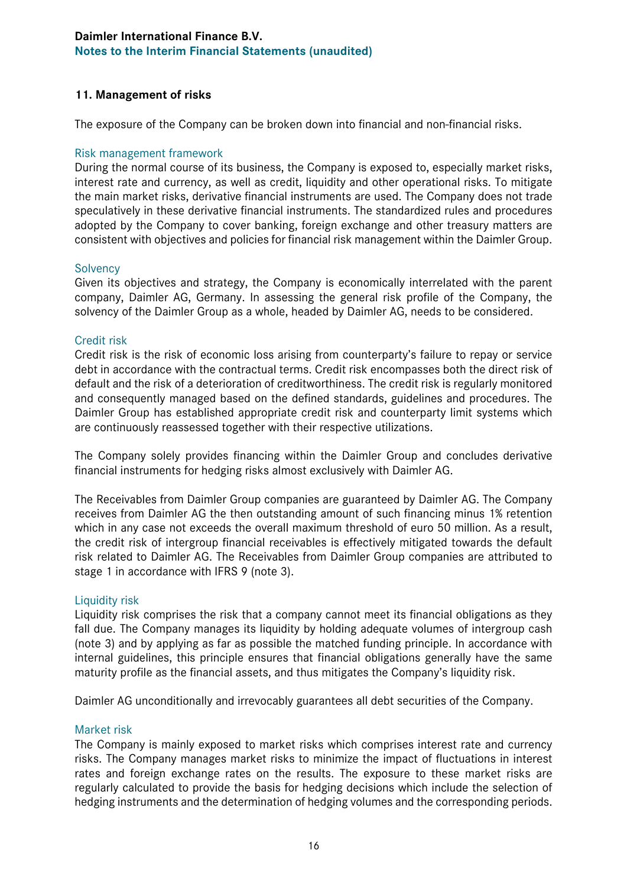## 11. Management of risks

The exposure of the Company can be broken down into financial and non-financial risks.

### Risk management framework

During the normal course of its business, the Company is exposed to, especially market risks, interest rate and currency, as well as credit, liquidity and other operational risks. To mitigate the main market risks, derivative financial instruments are used. The Company does not trade speculatively in these derivative financial instruments. The standardized rules and procedures adopted by the Company to cover banking, foreign exchange and other treasury matters are consistent with objectives and policies for financial risk management within the Daimler Group.

### Solvency

Given its objectives and strategy, the Company is economically interrelated with the parent company, Daimler AG, Germany. In assessing the general risk profile of the Company, the solvency of the Daimler Group as a whole, headed by Daimler AG, needs to be considered.

### Credit risk

Credit risk is the risk of economic loss arising from counterparty's failure to repay or service debt in accordance with the contractual terms. Credit risk encompasses both the direct risk of default and the risk of a deterioration of creditworthiness. The credit risk is regularly monitored and consequently managed based on the defined standards, guidelines and procedures. The Daimler Group has established appropriate credit risk and counterparty limit systems which are continuously reassessed together with their respective utilizations.

The Company solely provides financing within the Daimler Group and concludes derivative financial instruments for hedging risks almost exclusively with Daimler AG.

The Receivables from Daimler Group companies are guaranteed by Daimler AG. The Company receives from Daimler AG the then outstanding amount of such financing minus 1% retention which in any case not exceeds the overall maximum threshold of euro 50 million. As a result, the credit risk of intergroup financial receivables is effectively mitigated towards the default risk related to Daimler AG. The Receivables from Daimler Group companies are attributed to stage 1 in accordance with IFRS 9 (note 3).

### Liquidity risk

Liquidity risk comprises the risk that a company cannot meet its financial obligations as they fall due. The Company manages its liquidity by holding adequate volumes of intergroup cash (note 3) and by applying as far as possible the matched funding principle. In accordance with internal guidelines, this principle ensures that financial obligations generally have the same maturity profile as the financial assets, and thus mitigates the Company's liquidity risk.

Daimler AG unconditionally and irrevocably guarantees all debt securities of the Company.

### Market risk

The Company is mainly exposed to market risks which comprises interest rate and currency risks. The Company manages market risks to minimize the impact of fluctuations in interest rates and foreign exchange rates on the results. The exposure to these market risks are regularly calculated to provide the basis for hedging decisions which include the selection of hedging instruments and the determination of hedging volumes and the corresponding periods.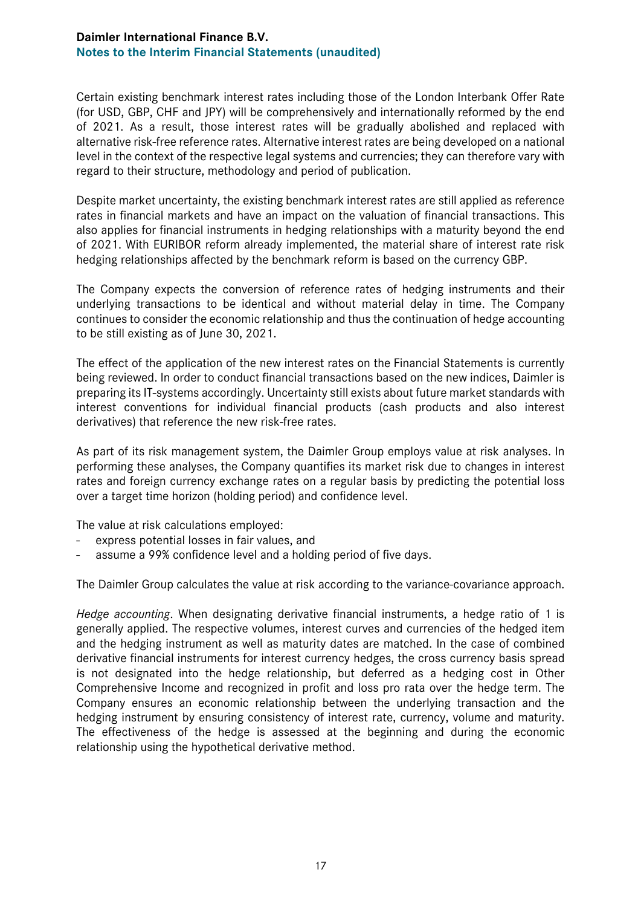Certain existing benchmark interest rates including those of the London Interbank Offer Rate (for USD, GBP, CHF and JPY) will be comprehensively and internationally reformed by the end of 2021. As a result, those interest rates will be gradually abolished and replaced with alternative risk-free reference rates. Alternative interest rates are being developed on a national level in the context of the respective legal systems and currencies; they can therefore vary with regard to their structure, methodology and period of publication.

Despite market uncertainty, the existing benchmark interest rates are still applied as reference rates in financial markets and have an impact on the valuation of financial transactions. This also applies for financial instruments in hedging relationships with a maturity beyond the end of 2021. With EURIBOR reform already implemented, the material share of interest rate risk hedging relationships affected by the benchmark reform is based on the currency GBP.

The Company expects the conversion of reference rates of hedging instruments and their underlying transactions to be identical and without material delay in time. The Company continues to consider the economic relationship and thus the continuation of hedge accounting to be still existing as of June 30, 2021.

The effect of the application of the new interest rates on the Financial Statements is currently being reviewed. In order to conduct financial transactions based on the new indices, Daimler is preparing its IT-systems accordingly. Uncertainty still exists about future market standards with interest conventions for individual financial products (cash products and also interest derivatives) that reference the new risk-free rates.

As part of its risk management system, the Daimler Group employs value at risk analyses. In performing these analyses, the Company quantifies its market risk due to changes in interest rates and foreign currency exchange rates on a regular basis by predicting the potential loss over a target time horizon (holding period) and confidence level.

The value at risk calculations employed:

- express potential losses in fair values, and
- assume a 99% confidence level and a holding period of five days.

The Daimler Group calculates the value at risk according to the variance-covariance approach.

*Hedge accounting*. When designating derivative financial instruments, a hedge ratio of 1 is generally applied. The respective volumes, interest curves and currencies of the hedged item and the hedging instrument as well as maturity dates are matched. In the case of combined derivative financial instruments for interest currency hedges, the cross currency basis spread is not designated into the hedge relationship, but deferred as a hedging cost in Other Comprehensive Income and recognized in profit and loss pro rata over the hedge term. The Company ensures an economic relationship between the underlying transaction and the hedging instrument by ensuring consistency of interest rate, currency, volume and maturity. The effectiveness of the hedge is assessed at the beginning and during the economic relationship using the hypothetical derivative method.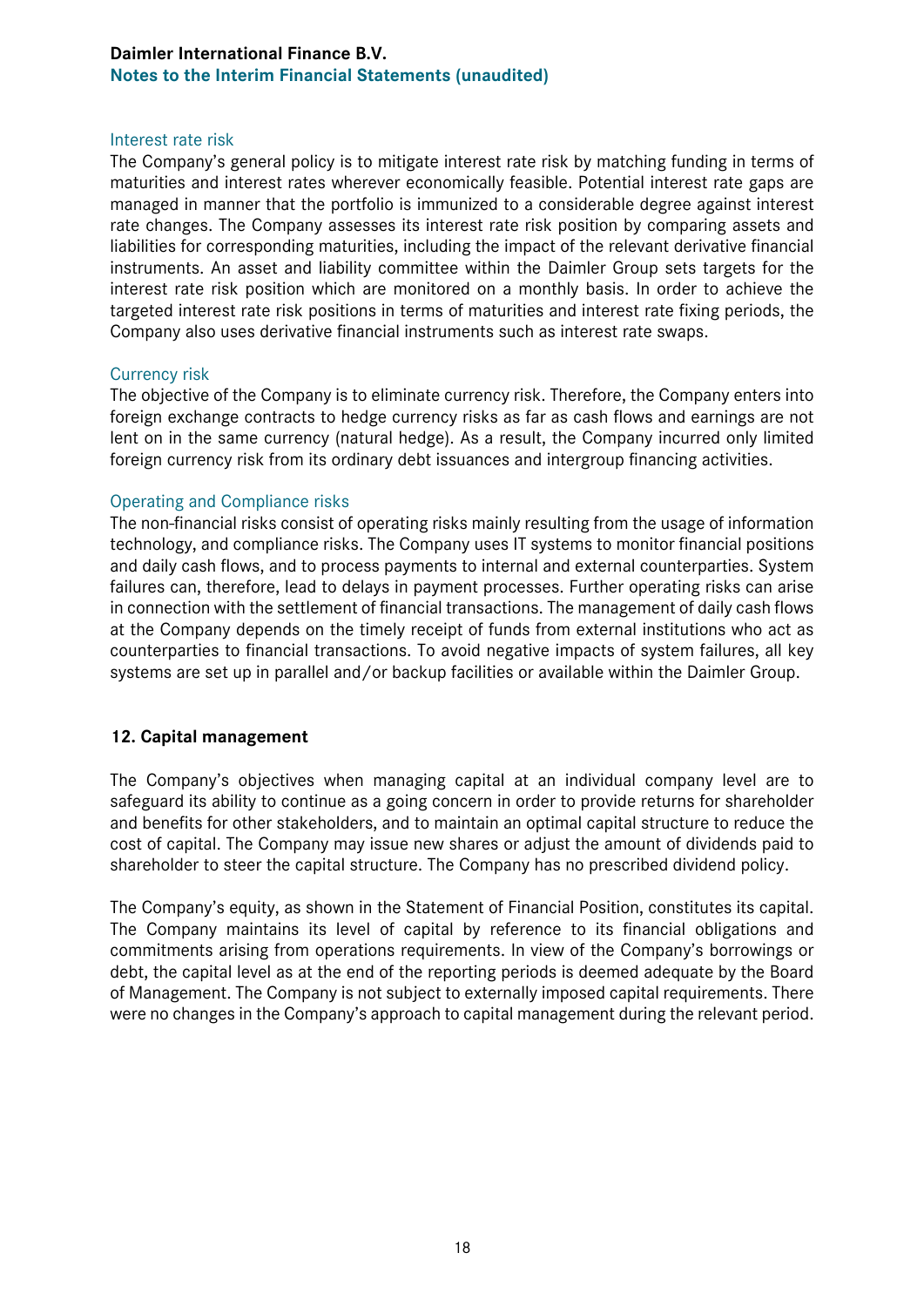### Interest rate risk

The Company's general policy is to mitigate interest rate risk by matching funding in terms of maturities and interest rates wherever economically feasible. Potential interest rate gaps are managed in manner that the portfolio is immunized to a considerable degree against interest rate changes. The Company assesses its interest rate risk position by comparing assets and liabilities for corresponding maturities, including the impact of the relevant derivative financial instruments. An asset and liability committee within the Daimler Group sets targets for the interest rate risk position which are monitored on a monthly basis. In order to achieve the targeted interest rate risk positions in terms of maturities and interest rate fixing periods, the Company also uses derivative financial instruments such as interest rate swaps.

### Currency risk

The objective of the Company is to eliminate currency risk. Therefore, the Company enters into foreign exchange contracts to hedge currency risks as far as cash flows and earnings are not lent on in the same currency (natural hedge). As a result, the Company incurred only limited foreign currency risk from its ordinary debt issuances and intergroup financing activities.

### Operating and Compliance risks

The non-financial risks consist of operating risks mainly resulting from the usage of information technology, and compliance risks. The Company uses IT systems to monitor financial positions and daily cash flows, and to process payments to internal and external counterparties. System failures can, therefore, lead to delays in payment processes. Further operating risks can arise in connection with the settlement of financial transactions. The management of daily cash flows at the Company depends on the timely receipt of funds from external institutions who act as counterparties to financial transactions. To avoid negative impacts of system failures, all key systems are set up in parallel and/or backup facilities or available within the Daimler Group.

## 12. Capital management

The Company's objectives when managing capital at an individual company level are to safeguard its ability to continue as a going concern in order to provide returns for shareholder and benefits for other stakeholders, and to maintain an optimal capital structure to reduce the cost of capital. The Company may issue new shares or adjust the amount of dividends paid to shareholder to steer the capital structure. The Company has no prescribed dividend policy.

The Company's equity, as shown in the Statement of Financial Position, constitutes its capital. The Company maintains its level of capital by reference to its financial obligations and commitments arising from operations requirements. In view of the Company's borrowings or debt, the capital level as at the end of the reporting periods is deemed adequate by the Board of Management. The Company is not subject to externally imposed capital requirements. There were no changes in the Company's approach to capital management during the relevant period.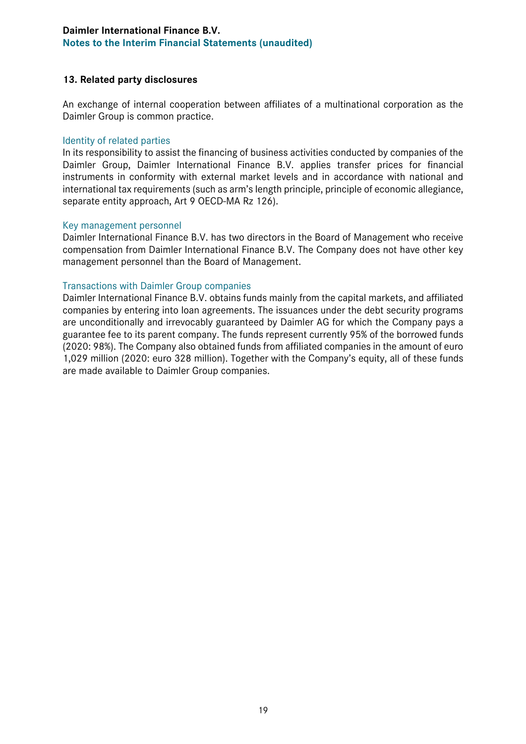## 13. Related party disclosures

An exchange of internal cooperation between affiliates of a multinational corporation as the Daimler Group is common practice.

### Identity of related parties

In its responsibility to assist the financing of business activities conducted by companies of the Daimler Group, Daimler International Finance B.V. applies transfer prices for financial instruments in conformity with external market levels and in accordance with national and international tax requirements (such as arm's length principle, principle of economic allegiance, separate entity approach, Art 9 OECD-MA Rz 126).

### Key management personnel

Daimler International Finance B.V. has two directors in the Board of Management who receive compensation from Daimler International Finance B.V. The Company does not have other key management personnel than the Board of Management.

### Transactions with Daimler Group companies

Daimler International Finance B.V. obtains funds mainly from the capital markets, and affiliated companies by entering into loan agreements. The issuances under the debt security programs are unconditionally and irrevocably guaranteed by Daimler AG for which the Company pays a guarantee fee to its parent company. The funds represent currently 95% of the borrowed funds (2020: 98%). The Company also obtained funds from affiliated companies in the amount of euro 1,029 million (2020: euro 328 million). Together with the Company's equity, all of these funds are made available to Daimler Group companies.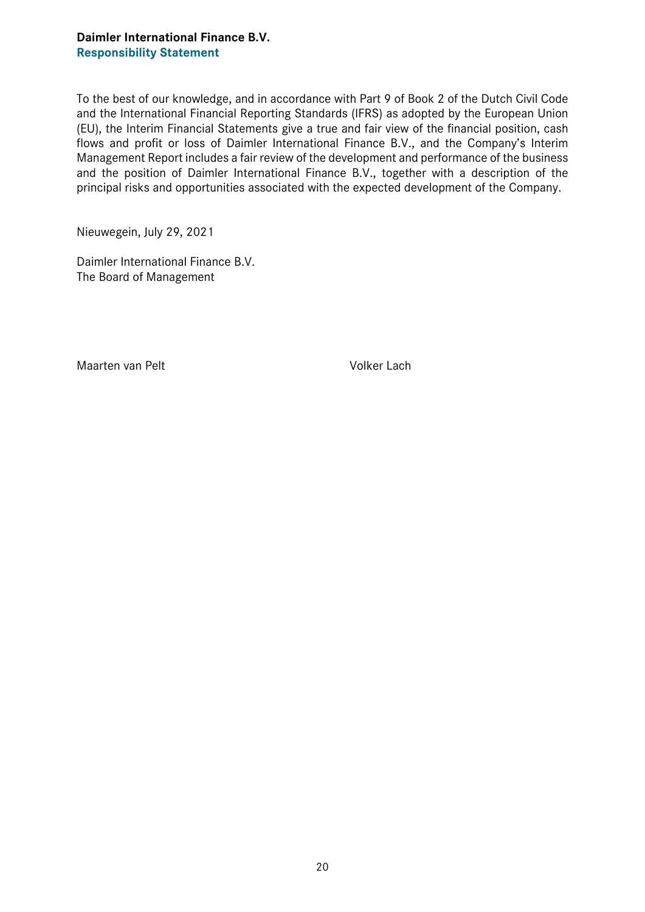**Daimler International Finance B.V.**
## Responsibility Statement

To the best of our knowledge, and in accordance with Part 9 of Book 2 of the Dutch Civil Code and the International Financial Reporting Standards (IFRS) as adopted by the European Union (EU), the Interim Financial Statements give a true and fair view of the financial position, cash flows and profit or loss of Daimler International Finance B.V., and the Company's Interim Management Report includes a fair review of the development and performance of the business and the position of Daimler International Finance B.V., together with a description of the principal risks and opportunities associated with the expected development of the Company.

Nieuwegein, July 29, 2021

Daimler International Finance B.V.
The Board of Management

Maarten van Pelt

Volker Lach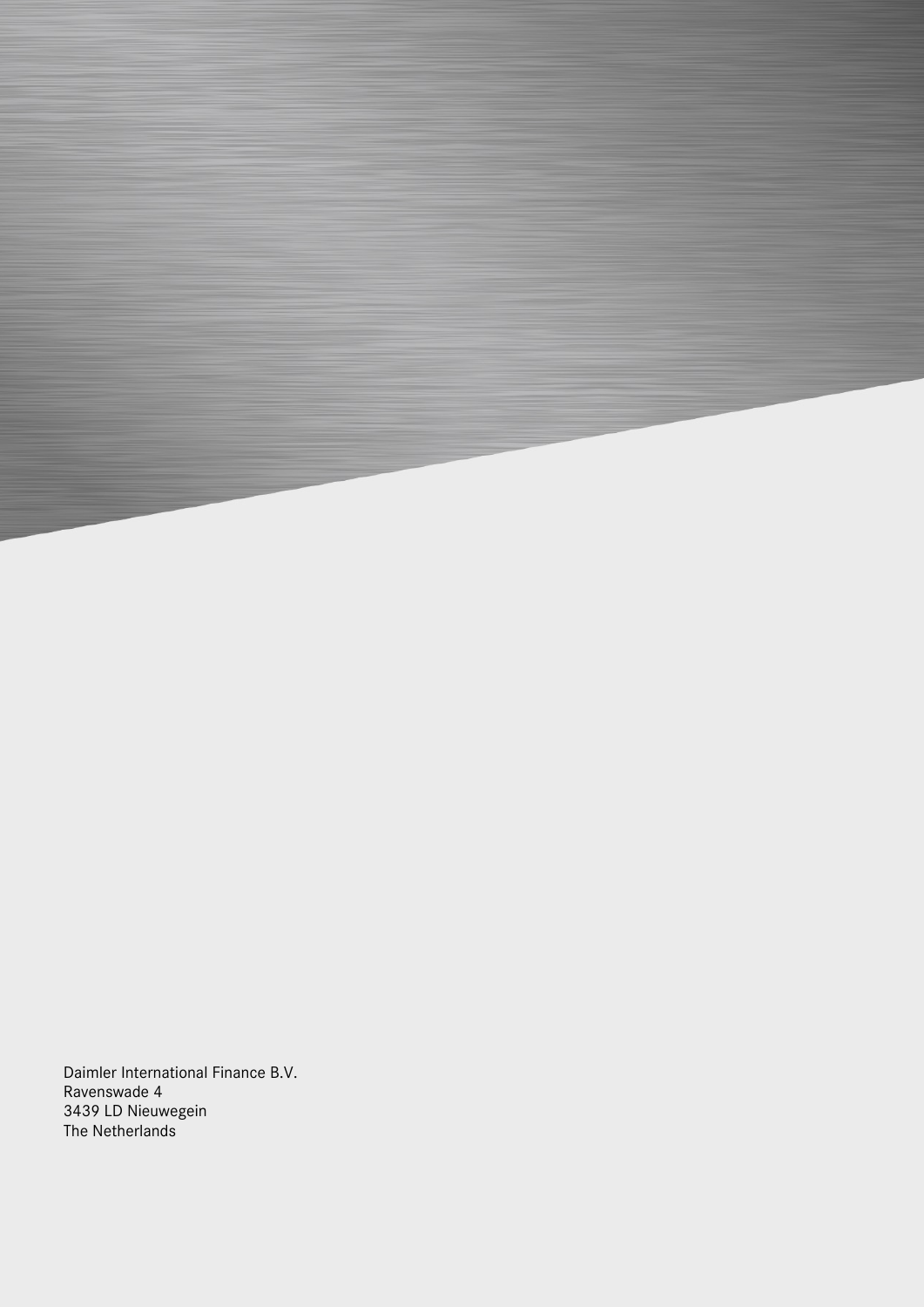Daimler International Finance B.V.
Ravenswade 4
3439 LD Nieuwegein
The Netherlands